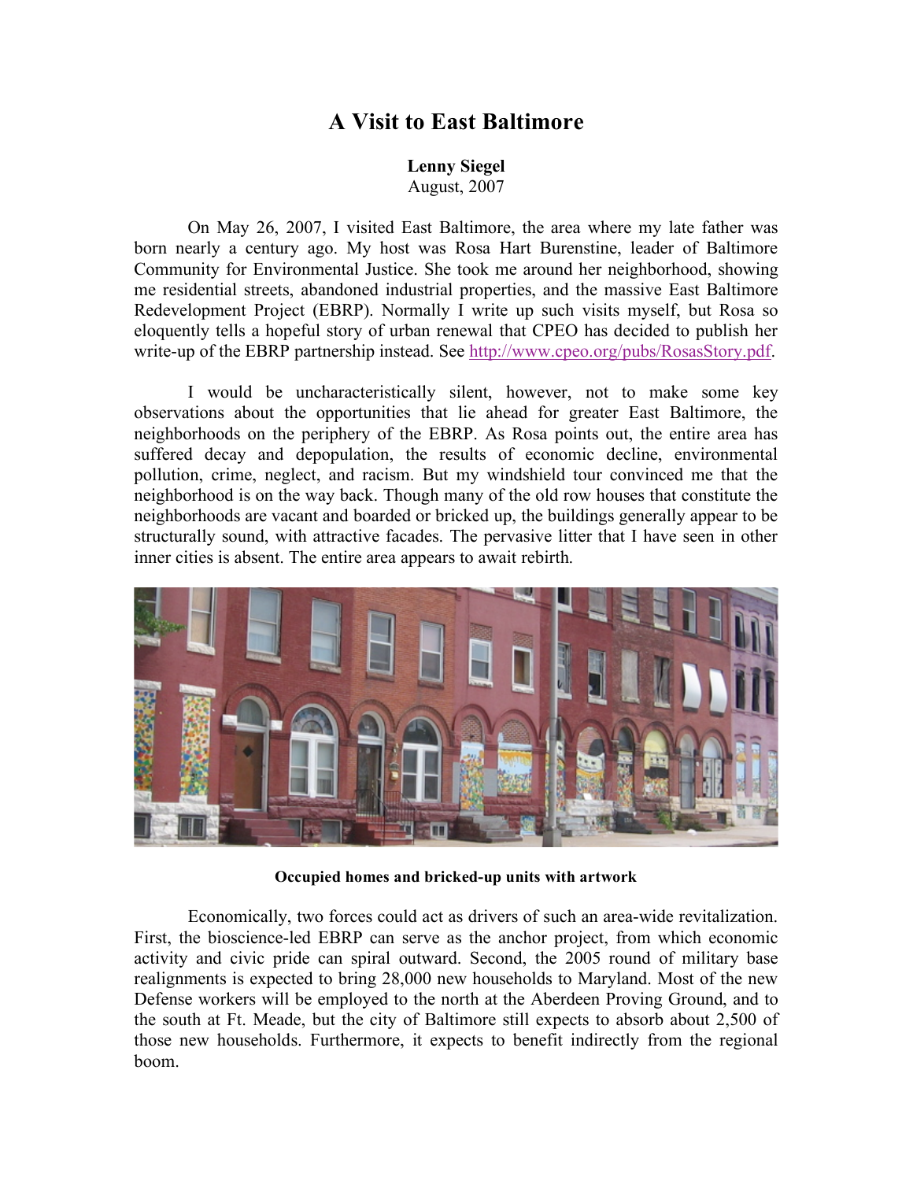# A Visit to East Baltimore

**Lenny Siegel**
August, 2007

On May 26, 2007, I visited East Baltimore, the area where my late father was born nearly a century ago. My host was Rosa Hart Burenstine, leader of Baltimore Community for Environmental Justice. She took me around her neighborhood, showing me residential streets, abandoned industrial properties, and the massive East Baltimore Redevelopment Project (EBRP). Normally I write up such visits myself, but Rosa so eloquently tells a hopeful story of urban renewal that CPEO has decided to publish her write-up of the EBRP partnership instead. See http://www.cpeo.org/pubs/RosasStory.pdf.

I would be uncharacteristically silent, however, not to make some key observations about the opportunities that lie ahead for greater East Baltimore, the neighborhoods on the periphery of the EBRP. As Rosa points out, the entire area has suffered decay and depopulation, the results of economic decline, environmental pollution, crime, neglect, and racism. But my windshield tour convinced me that the neighborhood is on the way back. Though many of the old row houses that constitute the neighborhoods are vacant and boarded or bricked up, the buildings generally appear to be structurally sound, with attractive facades. The pervasive litter that I have seen in other inner cities is absent. The entire area appears to await rebirth.

**Occupied homes and bricked-up units with artwork**

Economically, two forces could act as drivers of such an area-wide revitalization. First, the bioscience-led EBRP can serve as the anchor project, from which economic activity and civic pride can spiral outward. Second, the 2005 round of military base realignments is expected to bring 28,000 new households to Maryland. Most of the new Defense workers will be employed to the north at the Aberdeen Proving Ground, and to the south at Ft. Meade, but the city of Baltimore still expects to absorb about 2,500 of those new households. Furthermore, it expects to benefit indirectly from the regional boom.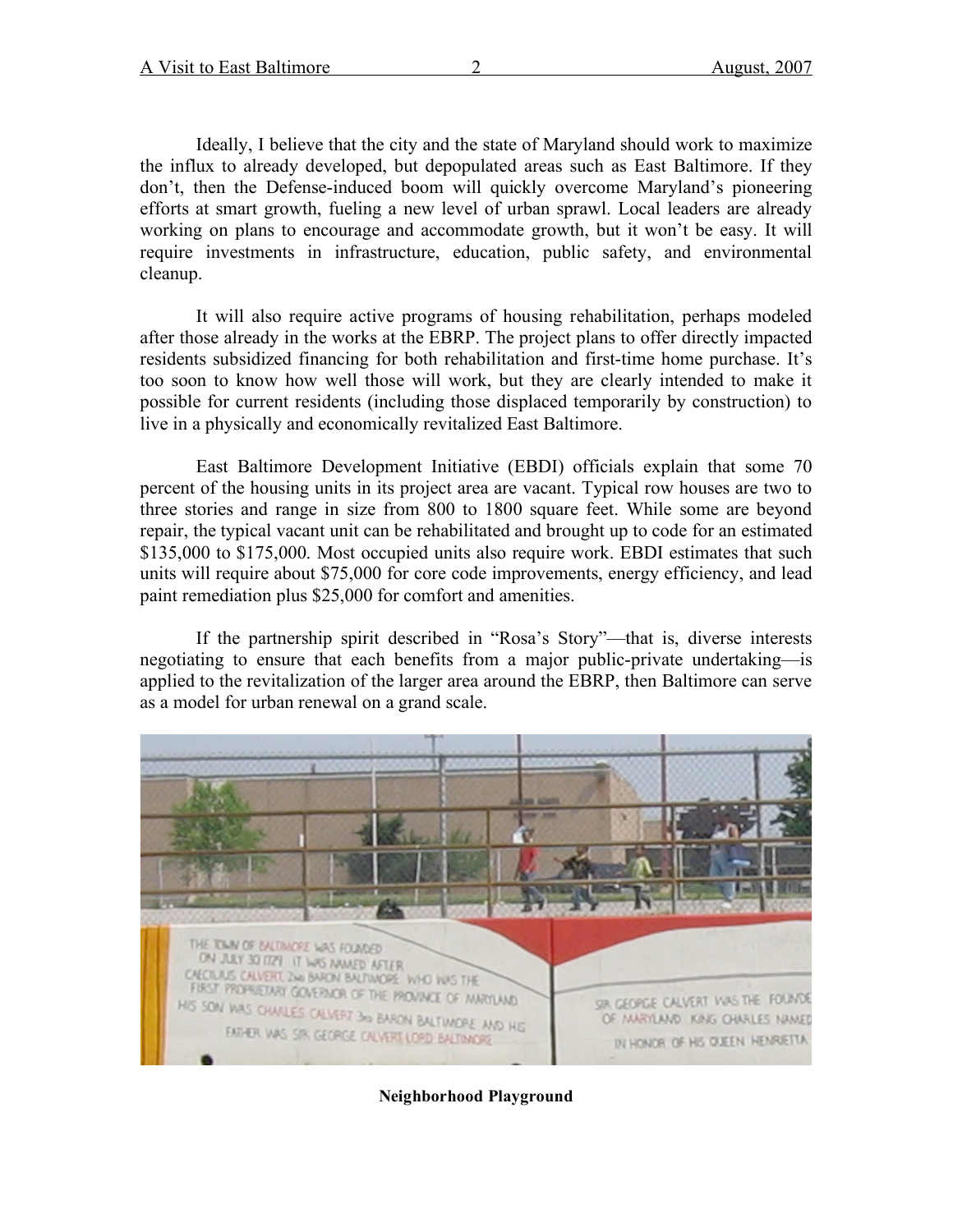Ideally, I believe that the city and the state of Maryland should work to maximize the influx to already developed, but depopulated areas such as East Baltimore. If they don't, then the Defense-induced boom will quickly overcome Maryland's pioneering efforts at smart growth, fueling a new level of urban sprawl. Local leaders are already working on plans to encourage and accommodate growth, but it won't be easy. It will require investments in infrastructure, education, public safety, and environmental cleanup.

It will also require active programs of housing rehabilitation, perhaps modeled after those already in the works at the EBRP. The project plans to offer directly impacted residents subsidized financing for both rehabilitation and first-time home purchase. It's too soon to know how well those will work, but they are clearly intended to make it possible for current residents (including those displaced temporarily by construction) to live in a physically and economically revitalized East Baltimore.

East Baltimore Development Initiative (EBDI) officials explain that some 70 percent of the housing units in its project area are vacant. Typical row houses are two to three stories and range in size from 800 to 1800 square feet. While some are beyond repair, the typical vacant unit can be rehabilitated and brought up to code for an estimated \$135,000 to \$175,000. Most occupied units also require work. EBDI estimates that such units will require about \$75,000 for core code improvements, energy efficiency, and lead paint remediation plus \$25,000 for comfort and amenities.

If the partnership spirit described in "Rosa's Story"—that is, diverse interests negotiating to ensure that each benefits from a major public-private undertaking—is applied to the revitalization of the larger area around the EBRP, then Baltimore can serve as a model for urban renewal on a grand scale.

**Neighborhood Playground**